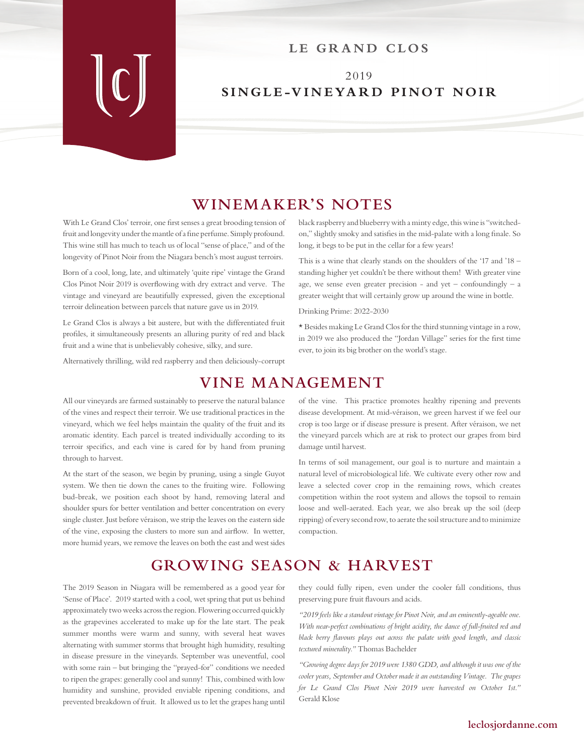# LE GRAND CLOS

## 2019
## SINGLE-VINEYARD PINOT NOIR

## WINEMAKER'S NOTES

With Le Grand Clos' terroir, one first senses a great brooding tension of fruit and longevity under the mantle of a fine perfume. Simply profound. This wine still has much to teach us of local "sense of place," and of the longevity of Pinot Noir from the Niagara bench's most august terroirs.

Born of a cool, long, late, and ultimately 'quite ripe' vintage the Grand Clos Pinot Noir 2019 is overflowing with dry extract and verve. The vintage and vineyard are beautifully expressed, given the exceptional terroir delineation between parcels that nature gave us in 2019.

Le Grand Clos is always a bit austere, but with the differentiated fruit profiles, it simultaneously presents an alluring purity of red and black fruit and a wine that is unbelievably cohesive, silky, and sure.

Alternatively thrilling, wild red raspberry and then deliciously-corrupt black raspberry and blueberry with a minty edge, this wine is "switched-on," slightly smoky and satisfies in the mid-palate with a long finale. So long, it begs to be put in the cellar for a few years!

This is a wine that clearly stands on the shoulders of the '17 and '18 – standing higher yet couldn't be there without them! With greater vine age, we sense even greater precision - and yet – confoundingly – a greater weight that will certainly grow up around the wine in bottle.

Drinking Prime: 2022-2030

* Besides making Le Grand Clos for the third stunning vintage in a row, in 2019 we also produced the "Jordan Village" series for the first time ever, to join its big brother on the world's stage.

## VINE MANAGEMENT

All our vineyards are farmed sustainably to preserve the natural balance of the vines and respect their terroir. We use traditional practices in the vineyard, which we feel helps maintain the quality of the fruit and its aromatic identity. Each parcel is treated individually according to its terroir specifics, and each vine is cared for by hand from pruning through to harvest.

At the start of the season, we begin by pruning, using a single Guyot system. We then tie down the canes to the fruiting wire. Following bud-break, we position each shoot by hand, removing lateral and shoulder spurs for better ventilation and better concentration on every single cluster. Just before véraison, we strip the leaves on the eastern side of the vine, exposing the clusters to more sun and airflow. In wetter, more humid years, we remove the leaves on both the east and west sides of the vine. This practice promotes healthy ripening and prevents disease development. At mid-véraison, we green harvest if we feel our crop is too large or if disease pressure is present. After véraison, we net the vineyard parcels which are at risk to protect our grapes from bird damage until harvest.

In terms of soil management, our goal is to nurture and maintain a natural level of microbiological life. We cultivate every other row and leave a selected cover crop in the remaining rows, which creates competition within the root system and allows the topsoil to remain loose and well-aerated. Each year, we also break up the soil (deep ripping) of every second row, to aerate the soil structure and to minimize compaction.

## GROWING SEASON & HARVEST

The 2019 Season in Niagara will be remembered as a good year for 'Sense of Place'. 2019 started with a cool, wet spring that put us behind approximately two weeks across the region. Flowering occurred quickly as the grapevines accelerated to make up for the late start. The peak summer months were warm and sunny, with several heat waves alternating with summer storms that brought high humidity, resulting in disease pressure in the vineyards. September was uneventful, cool with some rain – but bringing the "prayed-for" conditions we needed to ripen the grapes: generally cool and sunny! This, combined with low humidity and sunshine, provided enviable ripening conditions, and prevented breakdown of fruit. It allowed us to let the grapes hang until they could fully ripen, even under the cooler fall conditions, thus preserving pure fruit flavours and acids.

*"2019 feels like a standout vintage for Pinot Noir, and an eminently-ageable one. With near-perfect combinations of bright acidity, the dance of full-fruited red and black berry flavours plays out across the palate with good length, and classic textured minerality."* Thomas Bachelder

*"Growing degree days for 2019 were 1380 GDD, and although it was one of the cooler years, September and October made it an outstanding Vintage. The grapes for Le Grand Clos Pinot Noir 2019 were harvested on October 1st."* Gerald Klose

leclosjordanne.com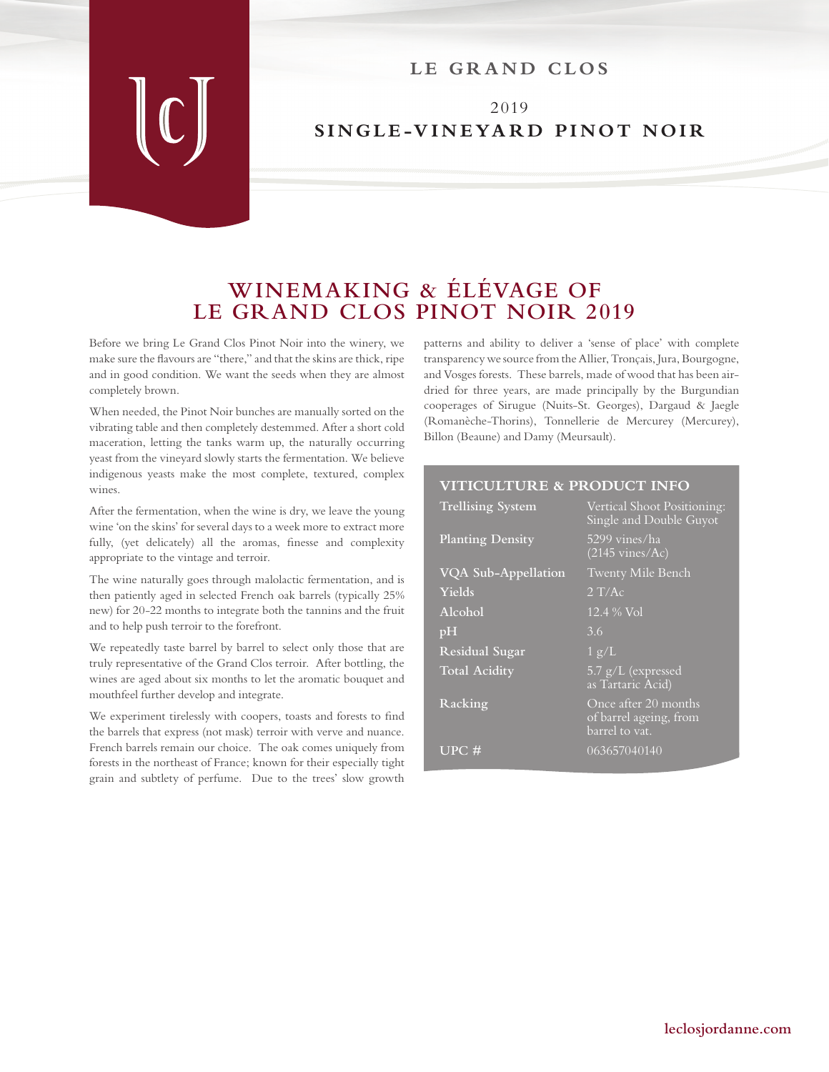# LE GRAND CLOS

## 2019
## SINGLE-VINEYARD PINOT NOIR

## WINEMAKING & ÉLÉVAGE OF LE GRAND CLOS PINOT NOIR 2019

Before we bring Le Grand Clos Pinot Noir into the winery, we make sure the flavours are "there," and that the skins are thick, ripe and in good condition. We want the seeds when they are almost completely brown.

When needed, the Pinot Noir bunches are manually sorted on the vibrating table and then completely destemmed. After a short cold maceration, letting the tanks warm up, the naturally occurring yeast from the vineyard slowly starts the fermentation. We believe indigenous yeasts make the most complete, textured, complex wines.

After the fermentation, when the wine is dry, we leave the young wine 'on the skins' for several days to a week more to extract more fully, (yet delicately) all the aromas, finesse and complexity appropriate to the vintage and terroir.

The wine naturally goes through malolactic fermentation, and is then patiently aged in selected French oak barrels (typically 25% new) for 20-22 months to integrate both the tannins and the fruit and to help push terroir to the forefront.

We repeatedly taste barrel by barrel to select only those that are truly representative of the Grand Clos terroir. After bottling, the wines are aged about six months to let the aromatic bouquet and mouthfeel further develop and integrate.

We experiment tirelessly with coopers, toasts and forests to find the barrels that express (not mask) terroir with verve and nuance. French barrels remain our choice. The oak comes uniquely from forests in the northeast of France; known for their especially tight grain and subtlety of perfume. Due to the trees' slow growth patterns and ability to deliver a 'sense of place' with complete transparency we source from the Allier, Tronçais, Jura, Bourgogne, and Vosges forests. These barrels, made of wood that has been air-dried for three years, are made principally by the Burgundian cooperages of Sirugue (Nuits-St. Georges), Dargaud & Jaegle (Romanèche-Thorins), Tonnellerie de Mercurey (Mercurey), Billon (Beaune) and Damy (Meursault).

### VITICULTURE & PRODUCT INFO

| | |
|---|---|
| **Trellising System** | Vertical Shoot Positioning: Single and Double Guyot |
| **Planting Density** | 5299 vines/ha (2145 vines/Ac) |
| **VQA Sub-Appellation** | Twenty Mile Bench |
| **Yields** | 2 T/Ac |
| **Alcohol** | 12.4 % Vol |
| **pH** | 3.6 |
| **Residual Sugar** | 1 g/L |
| **Total Acidity** | 5.7 g/L (expressed as Tartaric Acid) |
| **Racking** | Once after 20 months of barrel ageing, from barrel to vat. |
| **UPC #** | 063657040140 |

leclosjordanne.com